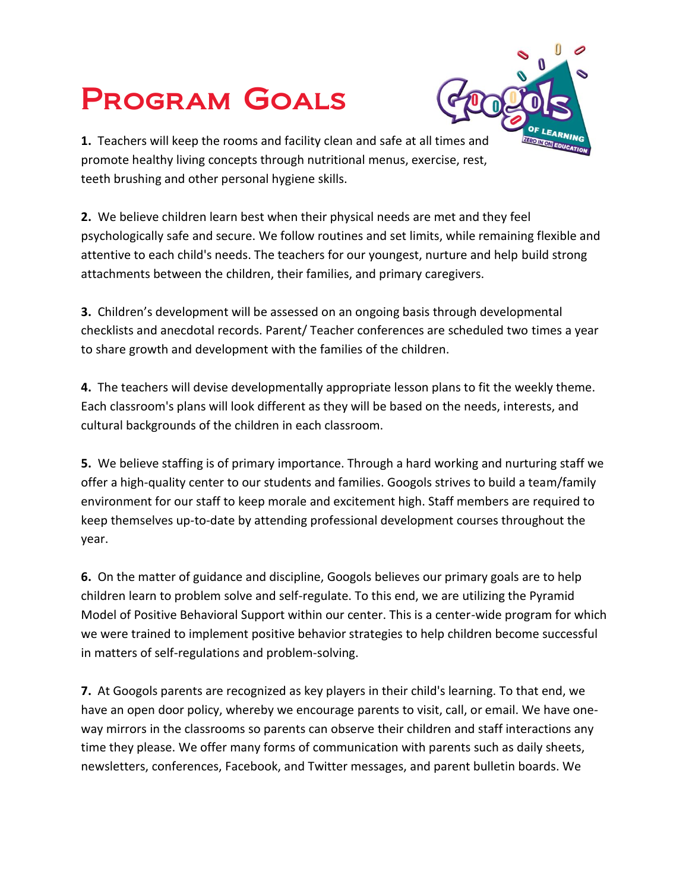# Program Goals

**1.** Teachers will keep the rooms and facility clean and safe at all times and promote healthy living concepts through nutritional menus, exercise, rest, teeth brushing and other personal hygiene skills.

**2.** We believe children learn best when their physical needs are met and they feel psychologically safe and secure. We follow routines and set limits, while remaining flexible and attentive to each child's needs. The teachers for our youngest, nurture and help build strong attachments between the children, their families, and primary caregivers.

**3.** Children's development will be assessed on an ongoing basis through developmental checklists and anecdotal records. Parent/ Teacher conferences are scheduled two times a year to share growth and development with the families of the children.

**4.** The teachers will devise developmentally appropriate lesson plans to fit the weekly theme. Each classroom's plans will look different as they will be based on the needs, interests, and cultural backgrounds of the children in each classroom.

**5.** We believe staffing is of primary importance. Through a hard working and nurturing staff we offer a high-quality center to our students and families. Googols strives to build a team/family environment for our staff to keep morale and excitement high. Staff members are required to keep themselves up-to-date by attending professional development courses throughout the year.

**6.** On the matter of guidance and discipline, Googols believes our primary goals are to help children learn to problem solve and self-regulate. To this end, we are utilizing the Pyramid Model of Positive Behavioral Support within our center. This is a center-wide program for which we were trained to implement positive behavior strategies to help children become successful in matters of self-regulations and problem-solving.

**7.** At Googols parents are recognized as key players in their child's learning. To that end, we have an open door policy, whereby we encourage parents to visit, call, or email. We have one-way mirrors in the classrooms so parents can observe their children and staff interactions any time they please. We offer many forms of communication with parents such as daily sheets, newsletters, conferences, Facebook, and Twitter messages, and parent bulletin boards. We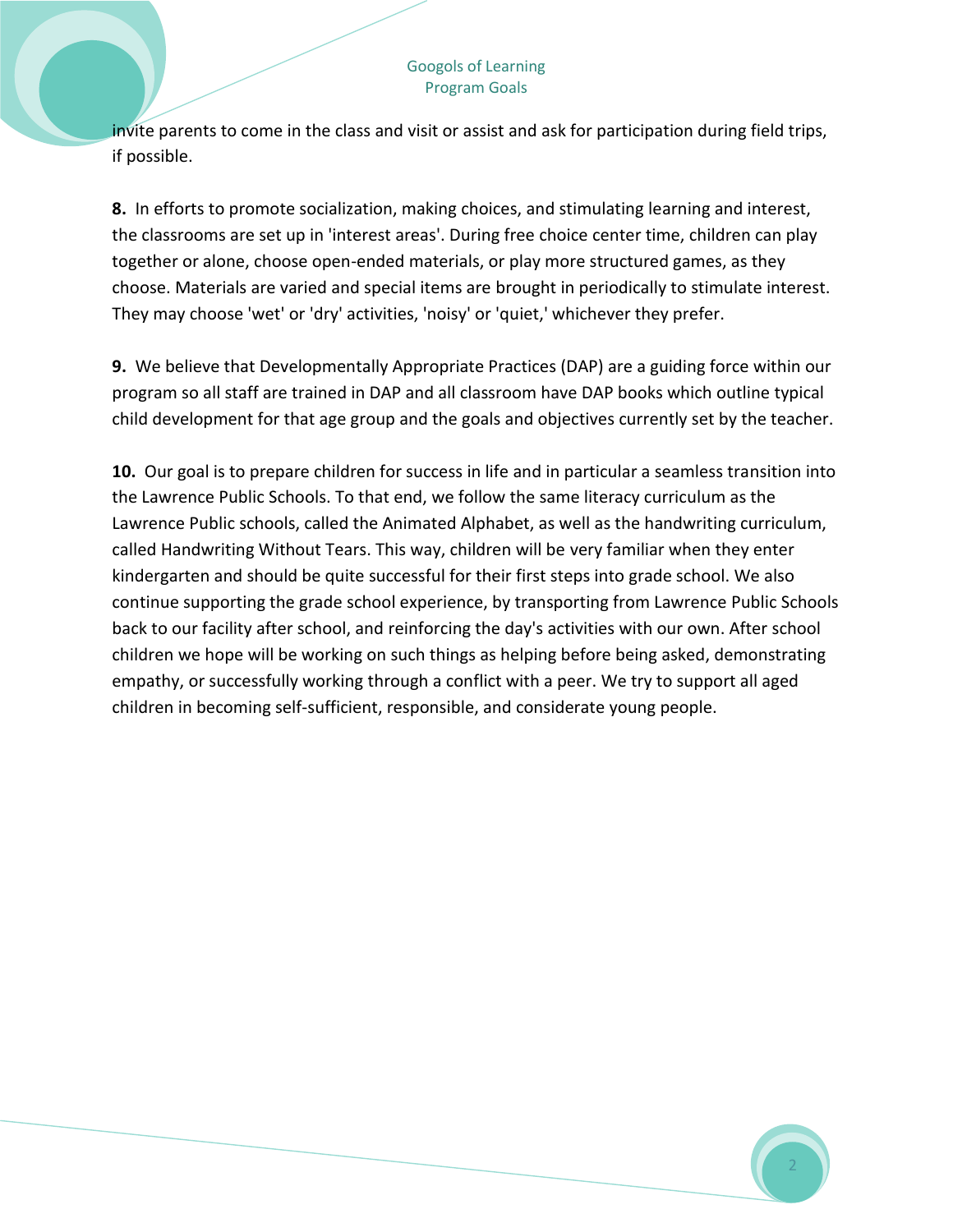invite parents to come in the class and visit or assist and ask for participation during field trips, if possible.

**8.** In efforts to promote socialization, making choices, and stimulating learning and interest, the classrooms are set up in 'interest areas'. During free choice center time, children can play together or alone, choose open-ended materials, or play more structured games, as they choose. Materials are varied and special items are brought in periodically to stimulate interest. They may choose 'wet' or 'dry' activities, 'noisy' or 'quiet,' whichever they prefer.

**9.** We believe that Developmentally Appropriate Practices (DAP) are a guiding force within our program so all staff are trained in DAP and all classroom have DAP books which outline typical child development for that age group and the goals and objectives currently set by the teacher.

**10.** Our goal is to prepare children for success in life and in particular a seamless transition into the Lawrence Public Schools. To that end, we follow the same literacy curriculum as the Lawrence Public schools, called the Animated Alphabet, as well as the handwriting curriculum, called Handwriting Without Tears. This way, children will be very familiar when they enter kindergarten and should be quite successful for their first steps into grade school. We also continue supporting the grade school experience, by transporting from Lawrence Public Schools back to our facility after school, and reinforcing the day's activities with our own. After school children we hope will be working on such things as helping before being asked, demonstrating empathy, or successfully working through a conflict with a peer. We try to support all aged children in becoming self-sufficient, responsible, and considerate young people.